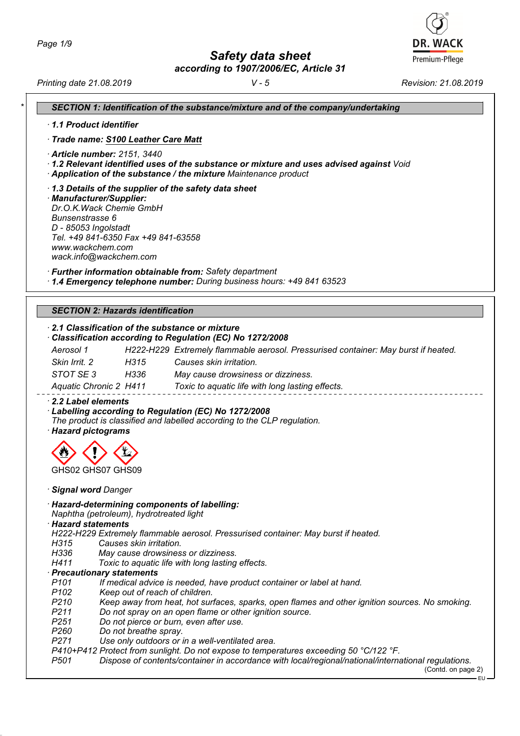# Safety data sheet

**according to 1907/2006/EC, Article 31**

Printing date 21.08.2019 V - 5 Revision: 21.08.2019

## SECTION 1: Identification of the substance/mixture and of the company/undertaking

· **1.1 Product identifier**

· **Trade name: S100 Leather Care Matt**

· **Article number:** 2151, 3440
· **1.2 Relevant identified uses of the substance or mixture and uses advised against** Void
· **Application of the substance / the mixture** Maintenance product

· **1.3 Details of the supplier of the safety data sheet**
· **Manufacturer/Supplier:**
Dr.O.K.Wack Chemie GmbH
Bunsenstrasse 6
D - 85053 Ingolstadt
Tel. +49 841-6350 Fax +49 841-63558
www.wackchem.com
wack.info@wackchem.com

· **Further information obtainable from:** Safety department
· **1.4 Emergency telephone number:** During business hours: +49 841 63523

## SECTION 2: Hazards identification

· **2.1 Classification of the substance or mixture**
· **Classification according to Regulation (EC) No 1272/2008**

| | | |
|---|---|---|
| Aerosol 1 | H222-H229 | Extremely flammable aerosol. Pressurised container: May burst if heated. |
| Skin Irrit. 2 | H315 | Causes skin irritation. |
| STOT SE 3 | H336 | May cause drowsiness or dizziness. |
| Aquatic Chronic 2 | H411 | Toxic to aquatic life with long lasting effects. |

· **2.2 Label elements**
· **Labelling according to Regulation (EC) No 1272/2008**
The product is classified and labelled according to the CLP regulation.
· **Hazard pictograms**

GHS02 GHS07 GHS09

· **Signal word** Danger

· **Hazard-determining components of labelling:**
Naphtha (petroleum), hydrotreated light
· **Hazard statements**
H222-H229 Extremely flammable aerosol. Pressurised container: May burst if heated.
H315 Causes skin irritation.
H336 May cause drowsiness or dizziness.
H411 Toxic to aquatic life with long lasting effects.
· **Precautionary statements**
P101 If medical advice is needed, have product container or label at hand.
P102 Keep out of reach of children.
P210 Keep away from heat, hot surfaces, sparks, open flames and other ignition sources. No smoking.
P211 Do not spray on an open flame or other ignition source.
P251 Do not pierce or burn, even after use.
P260 Do not breathe spray.
P271 Use only outdoors or in a well-ventilated area.
P410+P412 Protect from sunlight. Do not expose to temperatures exceeding 50 °C/122 °F.
P501 Dispose of contents/container in accordance with local/regional/national/international regulations.

(Contd. on page 2)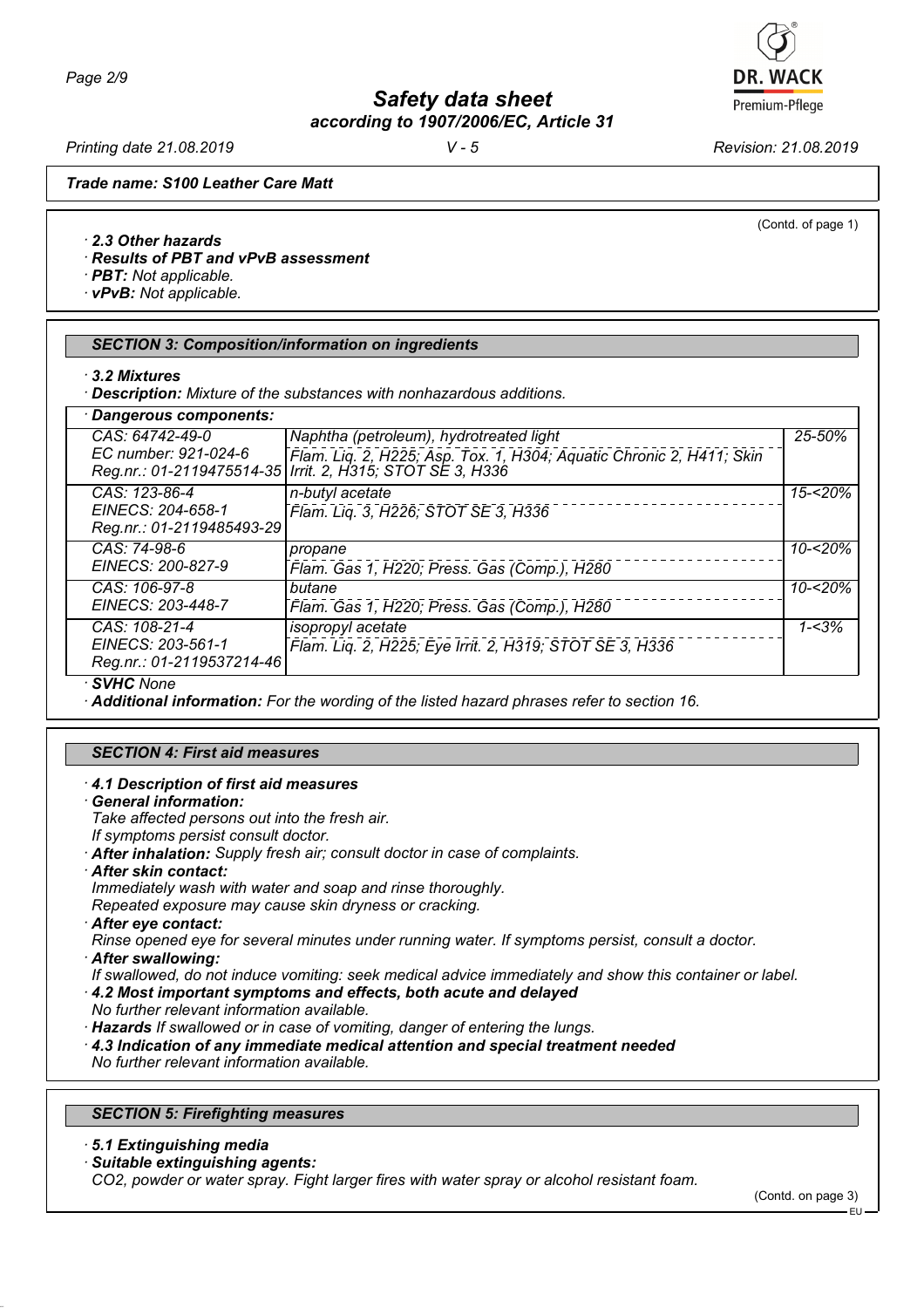## Safety data sheet
### according to 1907/2006/EC, Article 31

*Printing date 21.08.2019* | *V - 5* | *Revision: 21.08.2019*

**Trade name: S100 Leather Care Matt**

(Contd. of page 1)

· **2.3 Other hazards**
· **Results of PBT and vPvB assessment**
· **PBT:** Not applicable.
· **vPvB:** Not applicable.

### SECTION 3: Composition/information on ingredients

· **3.2 Mixtures**
· **Description:** Mixture of the substances with nonhazardous additions.

| · **Dangerous components:** | | |
|---|---|---|
| CAS: 64742-49-0<br>EC number: 921-024-6<br>Reg.nr.: 01-2119475514-35 | Naphtha (petroleum), hydrotreated light<br>Flam. Liq. 2, H225; Asp. Tox. 1, H304; Aquatic Chronic 2, H411; Skin Irrit. 2, H315; STOT SE 3, H336 | 25-50% |
| CAS: 123-86-4<br>EINECS: 204-658-1<br>Reg.nr.: 01-2119485493-29 | n-butyl acetate<br>Flam. Liq. 3, H226; STOT SE 3, H336 | 15-<20% |
| CAS: 74-98-6<br>EINECS: 200-827-9 | propane<br>Flam. Gas 1, H220; Press. Gas (Comp.), H280 | 10-<20% |
| CAS: 106-97-8<br>EINECS: 203-448-7 | butane<br>Flam. Gas 1, H220; Press. Gas (Comp.), H280 | 10-<20% |
| CAS: 108-21-4<br>EINECS: 203-561-1<br>Reg.nr.: 01-2119537214-46 | isopropyl acetate<br>Flam. Liq. 2, H225; Eye Irrit. 2, H319; STOT SE 3, H336 | 1-<3% |

· **SVHC** None
· **Additional information:** For the wording of the listed hazard phrases refer to section 16.

### SECTION 4: First aid measures

· **4.1 Description of first aid measures**
· **General information:**
Take affected persons out into the fresh air.
If symptoms persist consult doctor.
· **After inhalation:** Supply fresh air; consult doctor in case of complaints.
· **After skin contact:**
Immediately wash with water and soap and rinse thoroughly.
Repeated exposure may cause skin dryness or cracking.
· **After eye contact:**
Rinse opened eye for several minutes under running water. If symptoms persist, consult a doctor.
· **After swallowing:**
If swallowed, do not induce vomiting: seek medical advice immediately and show this container or label.
· **4.2 Most important symptoms and effects, both acute and delayed**
No further relevant information available.
· **Hazards** If swallowed or in case of vomiting, danger of entering the lungs.
· **4.3 Indication of any immediate medical attention and special treatment needed**
No further relevant information available.

### SECTION 5: Firefighting measures

· **5.1 Extinguishing media**
· **Suitable extinguishing agents:**
$CO_2$, powder or water spray. Fight larger fires with water spray or alcohol resistant foam.

(Contd. on page 3)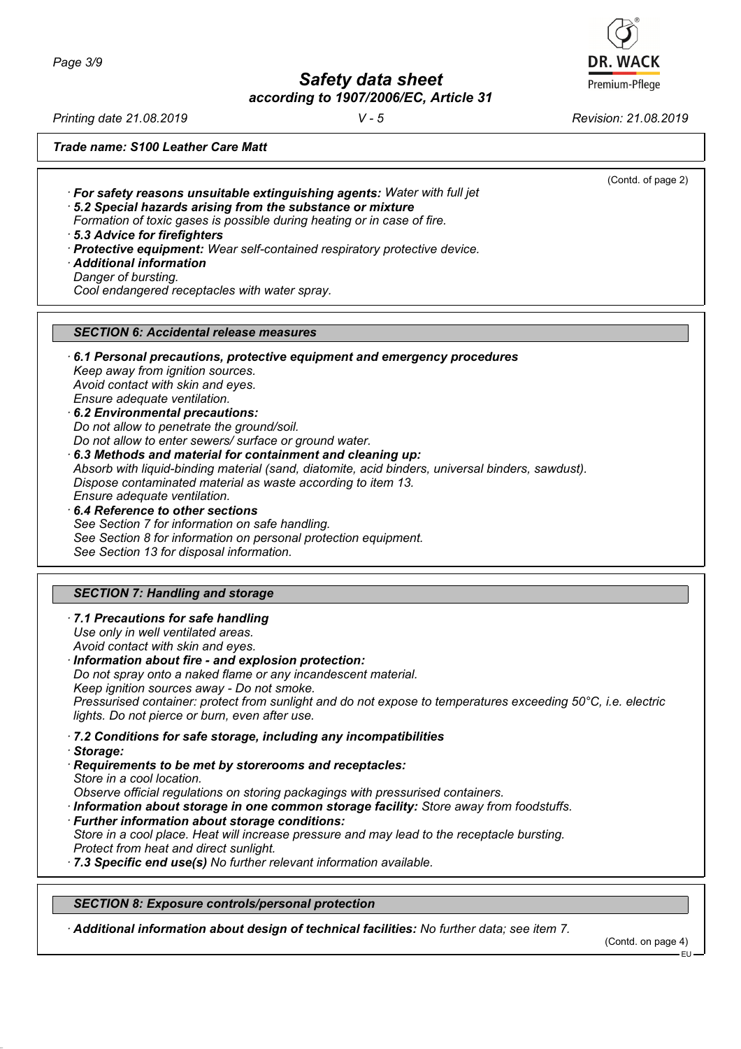(Contd. of page 2)

· **For safety reasons unsuitable extinguishing agents:** Water with full jet
· **5.2 Special hazards arising from the substance or mixture**
Formation of toxic gases is possible during heating or in case of fire.
· **5.3 Advice for firefighters**
· **Protective equipment:** Wear self-contained respiratory protective device.
· **Additional information**
Danger of bursting.
Cool endangered receptacles with water spray.

## SECTION 6: Accidental release measures

· **6.1 Personal precautions, protective equipment and emergency procedures**
Keep away from ignition sources.
Avoid contact with skin and eyes.
Ensure adequate ventilation.
· **6.2 Environmental precautions:**
Do not allow to penetrate the ground/soil.
Do not allow to enter sewers/ surface or ground water.
· **6.3 Methods and material for containment and cleaning up:**
Absorb with liquid-binding material (sand, diatomite, acid binders, universal binders, sawdust).
Dispose contaminated material as waste according to item 13.
Ensure adequate ventilation.
· **6.4 Reference to other sections**
See Section 7 for information on safe handling.
See Section 8 for information on personal protection equipment.
See Section 13 for disposal information.

## SECTION 7: Handling and storage

· **7.1 Precautions for safe handling**
Use only in well ventilated areas.
Avoid contact with skin and eyes.
· **Information about fire - and explosion protection:**
Do not spray onto a naked flame or any incandescent material.
Keep ignition sources away - Do not smoke.
Pressurised container: protect from sunlight and do not expose to temperatures exceeding 50°C, i.e. electric lights. Do not pierce or burn, even after use.

· **7.2 Conditions for safe storage, including any incompatibilities**
· **Storage:**
· **Requirements to be met by storerooms and receptacles:**
Store in a cool location.
Observe official regulations on storing packagings with pressurised containers.
· **Information about storage in one common storage facility:** Store away from foodstuffs.
· **Further information about storage conditions:**
Store in a cool place. Heat will increase pressure and may lead to the receptacle bursting.
Protect from heat and direct sunlight.
· **7.3 Specific end use(s)** No further relevant information available.

## SECTION 8: Exposure controls/personal protection

· **Additional information about design of technical facilities:** No further data; see item 7.

(Contd. on page 4)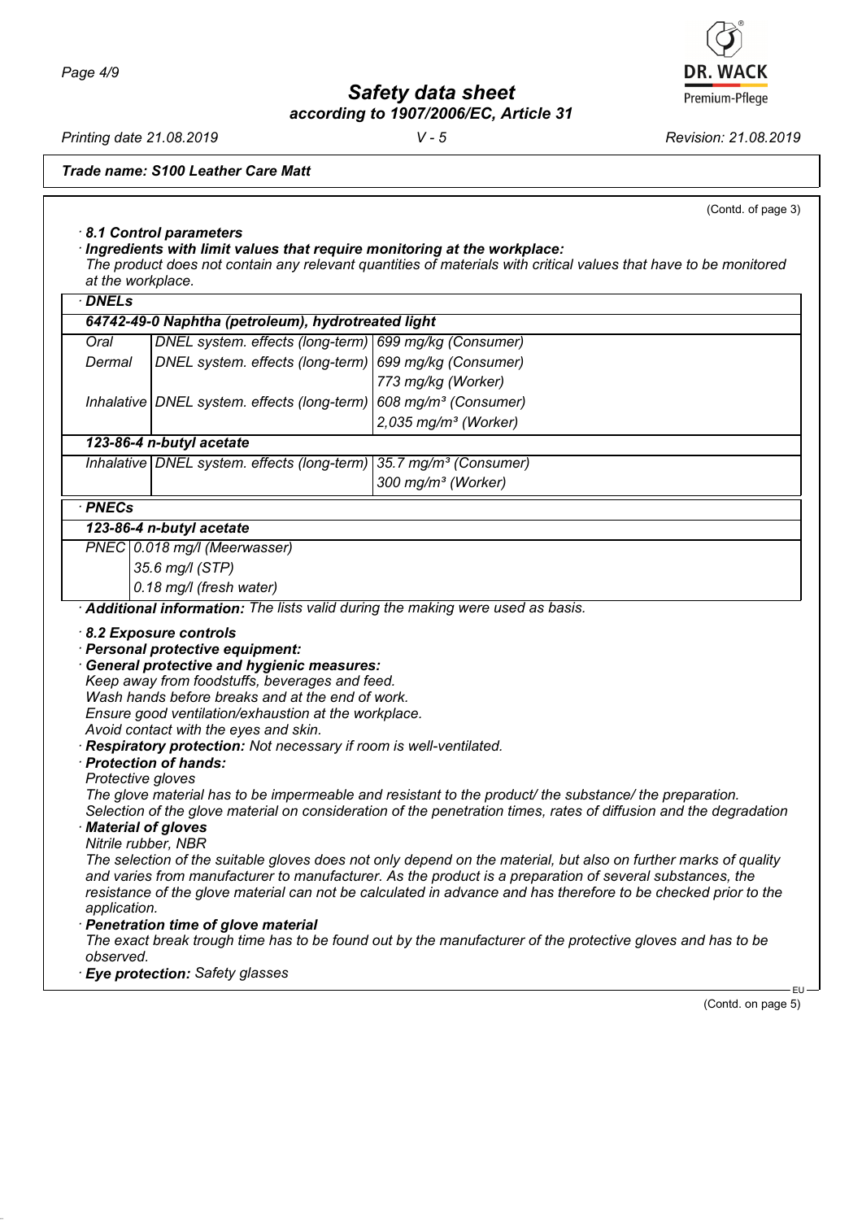*Trade name: S100 Leather Care Matt*

(Contd. of page 3)

· **8.1 Control parameters**

· **Ingredients with limit values that require monitoring at the workplace:**

*The product does not contain any relevant quantities of materials with critical values that have to be monitored at the workplace.*

· **DNELs**

| **64742-49-0 Naphtha (petroleum), hydrotreated light** | | |
|---|---|---|
| Oral | DNEL system. effects (long-term) | 699 mg/kg (Consumer) |
| Dermal | DNEL system. effects (long-term) | 699 mg/kg (Consumer) |
| | | 773 mg/kg (Worker) |
| Inhalative | DNEL system. effects (long-term) | 608 mg/m³ (Consumer) |
| | | 2,035 mg/m³ (Worker) |
| **123-86-4 n-butyl acetate** | | |
| Inhalative | DNEL system. effects (long-term) | 35.7 mg/m³ (Consumer) |
| | | 300 mg/m³ (Worker) |

· **PNECs**

| **123-86-4 n-butyl acetate** | |
|---|---|
| PNEC | 0.018 mg/l (Meerwasser) |
| | 35.6 mg/l (STP) |
| | 0.18 mg/l (fresh water) |

· **Additional information:** *The lists valid during the making were used as basis.*

· **8.2 Exposure controls**

· **Personal protective equipment:**

· **General protective and hygienic measures:**

*Keep away from foodstuffs, beverages and feed.*
*Wash hands before breaks and at the end of work.*
*Ensure good ventilation/exhaustion at the workplace.*
*Avoid contact with the eyes and skin.*

· **Respiratory protection:** *Not necessary if room is well-ventilated.*

· **Protection of hands:**

*Protective gloves*

*The glove material has to be impermeable and resistant to the product/ the substance/ the preparation.*
*Selection of the glove material on consideration of the penetration times, rates of diffusion and the degradation*

· **Material of gloves**

*Nitrile rubber, NBR*

*The selection of the suitable gloves does not only depend on the material, but also on further marks of quality and varies from manufacturer to manufacturer. As the product is a preparation of several substances, the resistance of the glove material can not be calculated in advance and has therefore to be checked prior to the application.*

· **Penetration time of glove material**

*The exact break trough time has to be found out by the manufacturer of the protective gloves and has to be observed.*

· **Eye protection:** *Safety glasses*

(Contd. on page 5)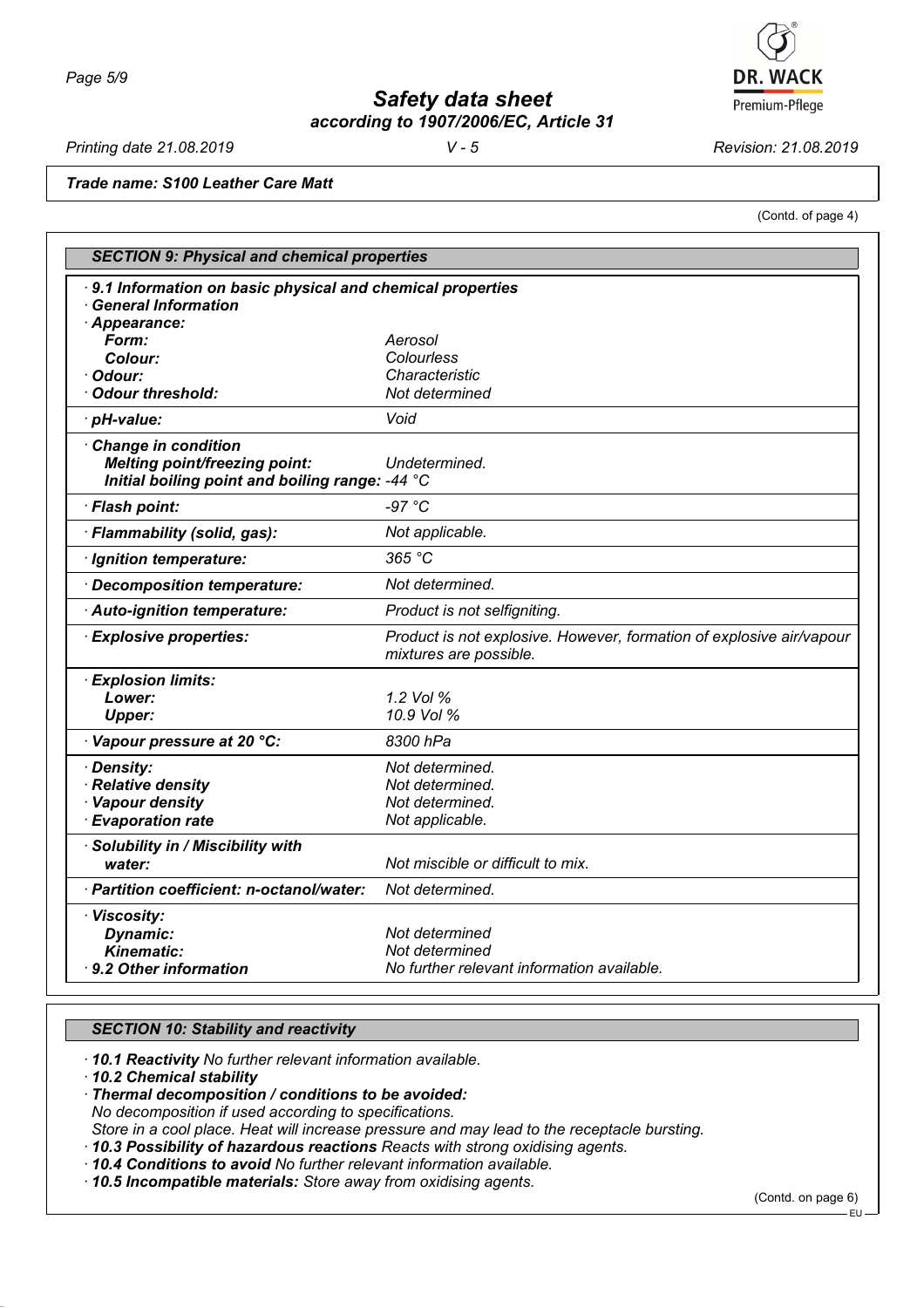*Safety data sheet*
*according to 1907/2006/EC, Article 31*

*Printing date 21.08.2019* *V - 5* *Revision: 21.08.2019*

***Trade name: S100 Leather Care Matt***

(Contd. of page 4)

## SECTION 9: Physical and chemical properties

| · 9.1 Information on basic physical and chemical properties | |
|---|---|
| · General Information | |
| · Appearance: | |
| Form: | Aerosol |
| Colour: | Colourless |
| · Odour: | Characteristic |
| · Odour threshold: | Not determined |
| · pH-value: | Void |
| · Change in condition | |
| Melting point/freezing point: | Undetermined. |
| Initial boiling point and boiling range: | -44 °C |
| · Flash point: | -97 °C |
| · Flammability (solid, gas): | Not applicable. |
| · Ignition temperature: | 365 °C |
| · Decomposition temperature: | Not determined. |
| · Auto-ignition temperature: | Product is not selfigniting. |
| · Explosive properties: | Product is not explosive. However, formation of explosive air/vapour mixtures are possible. |
| · Explosion limits: | |
| Lower: | 1.2 Vol % |
| Upper: | 10.9 Vol % |
| · Vapour pressure at 20 °C: | 8300 hPa |
| · Density: | Not determined. |
| · Relative density | Not determined. |
| · Vapour density | Not determined. |
| · Evaporation rate | Not applicable. |
| · Solubility in / Miscibility with | |
| water: | Not miscible or difficult to mix. |
| · Partition coefficient: n-octanol/water: | Not determined. |
| · Viscosity: | |
| Dynamic: | Not determined |
| Kinematic: | Not determined |
| · 9.2 Other information | No further relevant information available. |

## SECTION 10: Stability and reactivity

· **10.1 Reactivity** No further relevant information available.
· **10.2 Chemical stability**
· **Thermal decomposition / conditions to be avoided:**
No decomposition if used according to specifications.
Store in a cool place. Heat will increase pressure and may lead to the receptacle bursting.
· **10.3 Possibility of hazardous reactions** Reacts with strong oxidising agents.
· **10.4 Conditions to avoid** No further relevant information available.
· **10.5 Incompatible materials:** Store away from oxidising agents.

(Contd. on page 6)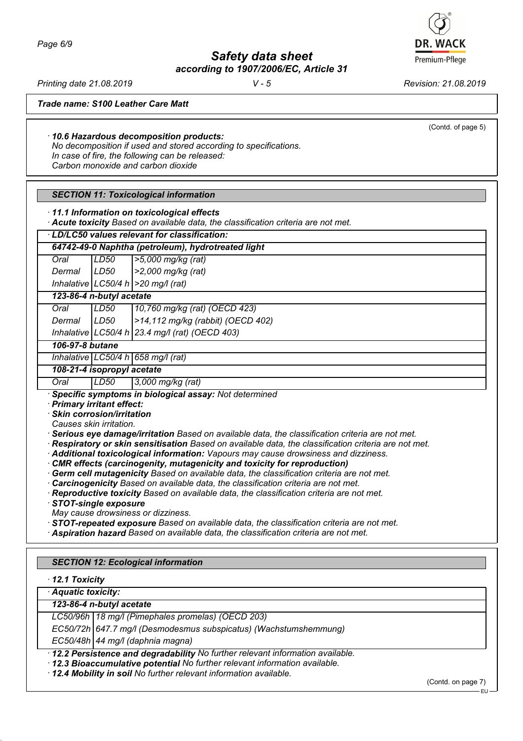(Contd. of page 5)

· **10.6 Hazardous decomposition products:**
*No decomposition if used and stored according to specifications.*
*In case of fire, the following can be released:*
*Carbon monoxide and carbon dioxide*

## SECTION 11: Toxicological information

· **11.1 Information on toxicological effects**
· **Acute toxicity** *Based on available data, the classification criteria are not met.*

| · LD/LC50 values relevant for classification: | | |
|---|---|---|
| **64742-49-0 Naphtha (petroleum), hydrotreated light** | | |
| Oral | LD50 | >5,000 mg/kg (rat) |
| Dermal | LD50 | >2,000 mg/kg (rat) |
| Inhalative | LC50/4 h | >20 mg/l (rat) |
| **123-86-4 n-butyl acetate** | | |
| Oral | LD50 | 10,760 mg/kg (rat) (OECD 423) |
| Dermal | LD50 | >14,112 mg/kg (rabbit) (OECD 402) |
| Inhalative | LC50/4 h | 23.4 mg/l (rat) (OECD 403) |
| **106-97-8 butane** | | |
| Inhalative | LC50/4 h | 658 mg/l (rat) |
| **108-21-4 isopropyl acetate** | | |
| Oral | LD50 | 3,000 mg/kg (rat) |

· **Specific symptoms in biological assay:** *Not determined*
· **Primary irritant effect:**
· **Skin corrosion/irritation**
*Causes skin irritation.*
· **Serious eye damage/irritation** *Based on available data, the classification criteria are not met.*
· **Respiratory or skin sensitisation** *Based on available data, the classification criteria are not met.*
· **Additional toxicological information:** *Vapours may cause drowsiness and dizziness.*
· **CMR effects (carcinogenity, mutagenicity and toxicity for reproduction)**
· **Germ cell mutagenicity** *Based on available data, the classification criteria are not met.*
· **Carcinogenicity** *Based on available data, the classification criteria are not met.*
· **Reproductive toxicity** *Based on available data, the classification criteria are not met.*
· **STOT-single exposure**
*May cause drowsiness or dizziness.*
· **STOT-repeated exposure** *Based on available data, the classification criteria are not met.*
· **Aspiration hazard** *Based on available data, the classification criteria are not met.*

## SECTION 12: Ecological information

· **12.1 Toxicity**

| · Aquatic toxicity: | |
|---|---|
| **123-86-4 n-butyl acetate** | |
| LC50/96h | 18 mg/l (Pimephales promelas) (OECD 203) |
| EC50/72h | 647.7 mg/l (Desmodesmus subspicatus) (Wachstumshemmung) |
| EC50/48h | 44 mg/l (daphnia magna) |

· **12.2 Persistence and degradability** *No further relevant information available.*
· **12.3 Bioaccumulative potential** *No further relevant information available.*
· **12.4 Mobility in soil** *No further relevant information available.*

(Contd. on page 7)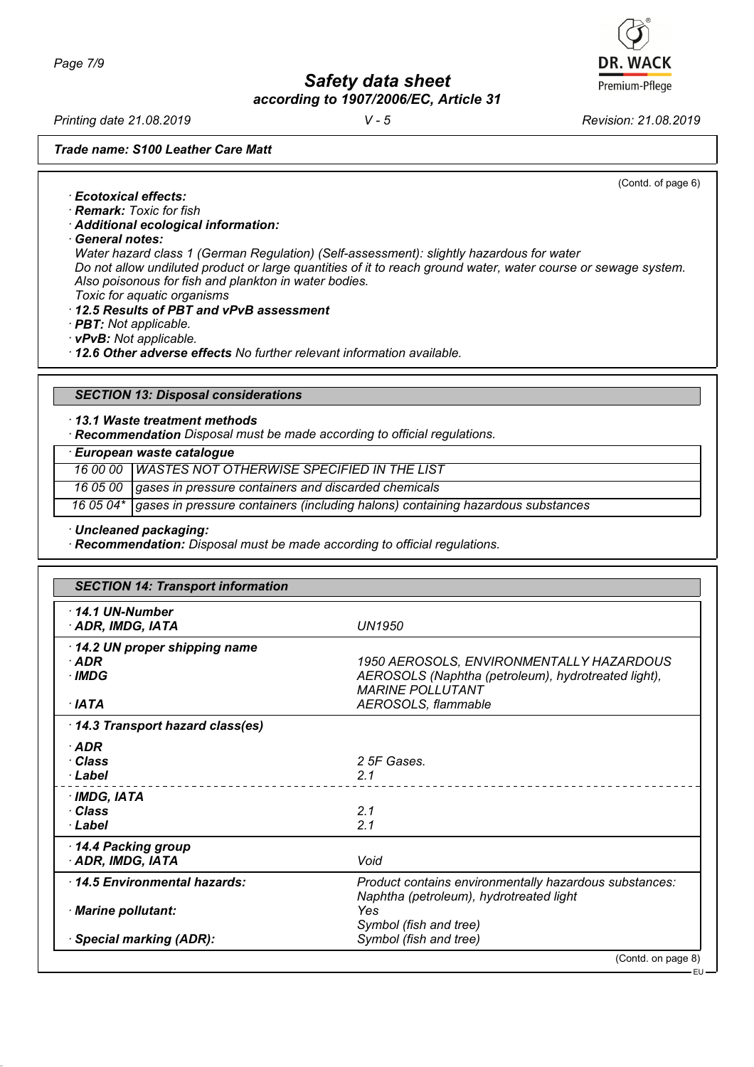*Trade name: S100 Leather Care Matt*

(Contd. of page 6)

· **Ecotoxical effects:**
· **Remark:** Toxic for fish
· **Additional ecological information:**
· **General notes:**
Water hazard class 1 (German Regulation) (Self-assessment): slightly hazardous for water
Do not allow undiluted product or large quantities of it to reach ground water, water course or sewage system.
Also poisonous for fish and plankton in water bodies.
Toxic for aquatic organisms
· **12.5 Results of PBT and vPvB assessment**
· **PBT:** Not applicable.
· **vPvB:** Not applicable.
· **12.6 Other adverse effects** No further relevant information available.

## SECTION 13: Disposal considerations

· **13.1 Waste treatment methods**
· **Recommendation** Disposal must be made according to official regulations.

| · **European waste catalogue** | |
|---|---|
| 16 00 00 | WASTES NOT OTHERWISE SPECIFIED IN THE LIST |
| 16 05 00 | gases in pressure containers and discarded chemicals |
| 16 05 04* | gases in pressure containers (including halons) containing hazardous substances |

· **Uncleaned packaging:**
· **Recommendation:** Disposal must be made according to official regulations.

## SECTION 14: Transport information

| | |
|---|---|
| · **14.1 UN-Number** | |
| · **ADR, IMDG, IATA** | UN1950 |
| · **14.2 UN proper shipping name** | |
| · **ADR** | 1950 AEROSOLS, ENVIRONMENTALLY HAZARDOUS |
| · **IMDG** | AEROSOLS (Naphtha (petroleum), hydrotreated light), MARINE POLLUTANT |
| · **IATA** | AEROSOLS, flammable |
| · **14.3 Transport hazard class(es)** | |
| · **ADR** | |
| · **Class** | 2 5F Gases. |
| · **Label** | 2.1 |
| · **IMDG, IATA** | |
| · **Class** | 2.1 |
| · **Label** | 2.1 |
| · **14.4 Packing group** | |
| · **ADR, IMDG, IATA** | Void |
| · **14.5 Environmental hazards:** | Product contains environmentally hazardous substances: Naphtha (petroleum), hydrotreated light |
| · **Marine pollutant:** | Yes<br>Symbol (fish and tree) |
| · **Special marking (ADR):** | Symbol (fish and tree) |

(Contd. on page 8)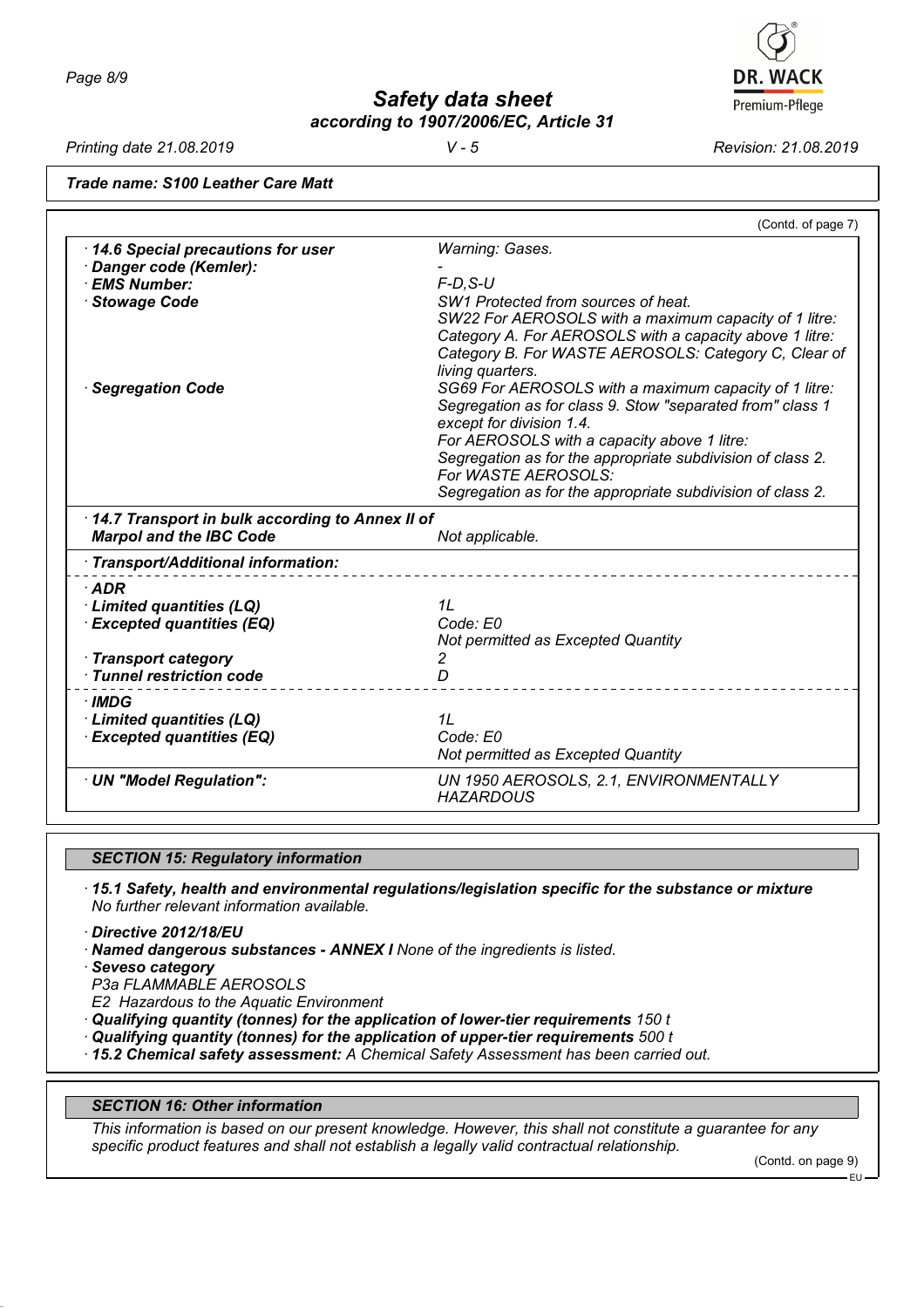**Trade name: S100 Leather Care Matt**

(Contd. of page 7)

| | |
|---|---|
| · **14.6 Special precautions for user** | *Warning: Gases.* |
| · **Danger code (Kemler):** | - |
| · **EMS Number:** | *F-D,S-U* |
| · **Stowage Code** | *SW1 Protected from sources of heat. SW22 For AEROSOLS with a maximum capacity of 1 litre: Category A. For AEROSOLS with a capacity above 1 litre: Category B. For WASTE AEROSOLS: Category C, Clear of living quarters.* |
| · **Segregation Code** | *SG69 For AEROSOLS with a maximum capacity of 1 litre: Segregation as for class 9. Stow "separated from" class 1 except for division 1.4. For AEROSOLS with a capacity above 1 litre: Segregation as for the appropriate subdivision of class 2. For WASTE AEROSOLS: Segregation as for the appropriate subdivision of class 2.* |
| · **14.7 Transport in bulk according to Annex II of Marpol and the IBC Code** | *Not applicable.* |
| · **Transport/Additional information:** | |
| · **ADR** | |
| · **Limited quantities (LQ)** | *1L* |
| · **Excepted quantities (EQ)** | *Code: E0 Not permitted as Excepted Quantity* |
| · **Transport category** | *2* |
| · **Tunnel restriction code** | *D* |
| · **IMDG** | |
| · **Limited quantities (LQ)** | *1L* |
| · **Excepted quantities (EQ)** | *Code: E0 Not permitted as Excepted Quantity* |
| · **UN "Model Regulation":** | *UN 1950 AEROSOLS, 2.1, ENVIRONMENTALLY HAZARDOUS* |

## SECTION 15: Regulatory information

· **15.1 Safety, health and environmental regulations/legislation specific for the substance or mixture**
*No further relevant information available.*

· **Directive 2012/18/EU**

· **Named dangerous substances - ANNEX I** *None of the ingredients is listed.*

· **Seveso category**
*P3a FLAMMABLE AEROSOLS*
*E2 Hazardous to the Aquatic Environment*

· **Qualifying quantity (tonnes) for the application of lower-tier requirements** *150 t*

· **Qualifying quantity (tonnes) for the application of upper-tier requirements** *500 t*

· **15.2 Chemical safety assessment:** *A Chemical Safety Assessment has been carried out.*

## SECTION 16: Other information

*This information is based on our present knowledge. However, this shall not constitute a guarantee for any specific product features and shall not establish a legally valid contractual relationship.*

(Contd. on page 9)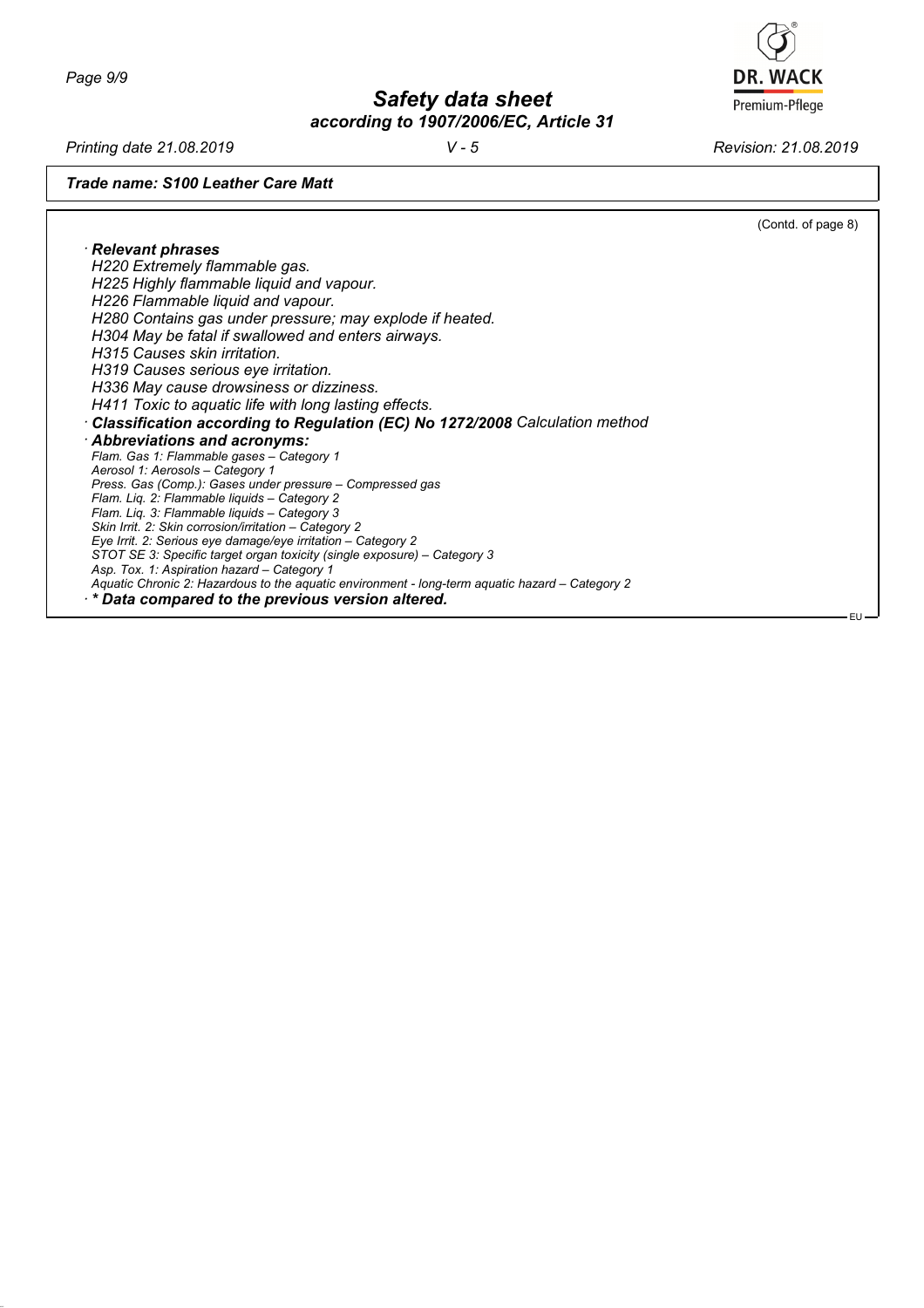(Contd. of page 8)

· **Relevant phrases**

H220 Extremely flammable gas.
H225 Highly flammable liquid and vapour.
H226 Flammable liquid and vapour.
H280 Contains gas under pressure; may explode if heated.
H304 May be fatal if swallowed and enters airways.
H315 Causes skin irritation.
H319 Causes serious eye irritation.
H336 May cause drowsiness or dizziness.
H411 Toxic to aquatic life with long lasting effects.

· **Classification according to Regulation (EC) No 1272/2008** Calculation method

· **Abbreviations and acronyms:**

Flam. Gas 1: Flammable gases – Category 1
Aerosol 1: Aerosols – Category 1
Press. Gas (Comp.): Gases under pressure – Compressed gas
Flam. Liq. 2: Flammable liquids – Category 2
Flam. Liq. 3: Flammable liquids – Category 3
Skin Irrit. 2: Skin corrosion/irritation – Category 2
Eye Irrit. 2: Serious eye damage/eye irritation – Category 2
STOT SE 3: Specific target organ toxicity (single exposure) – Category 3
Asp. Tox. 1: Aspiration hazard – Category 1
Aquatic Chronic 2: Hazardous to the aquatic environment - long-term aquatic hazard – Category 2

· *** Data compared to the previous version altered.**

EU